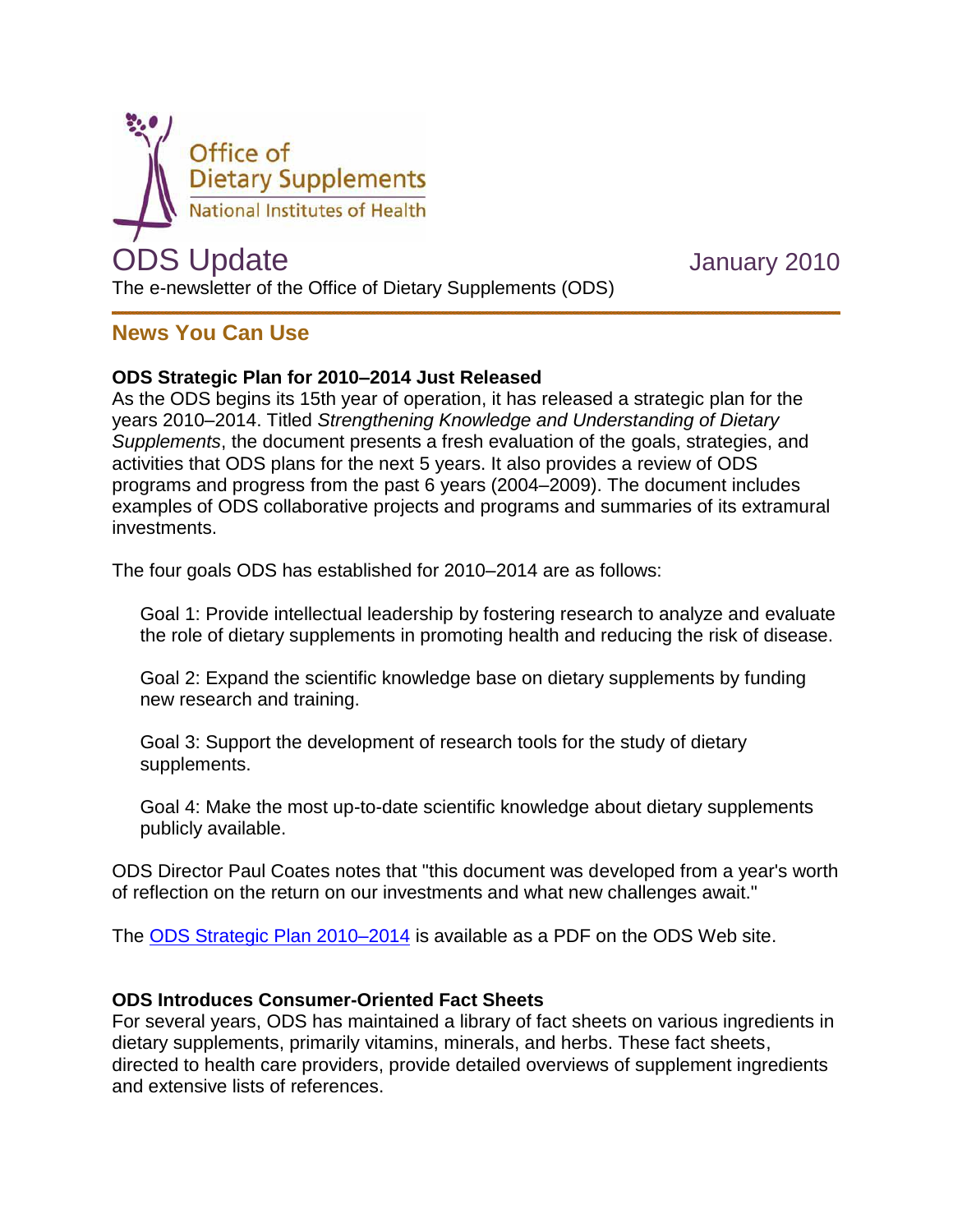Office of Dietary Supplements
National Institutes of Health

# ODS Update

January 2010

The e-newsletter of the Office of Dietary Supplements (ODS)

---

## News You Can Use

**ODS Strategic Plan for 2010–2014 Just Released**

As the ODS begins its 15th year of operation, it has released a strategic plan for the years 2010–2014. Titled *Strengthening Knowledge and Understanding of Dietary Supplements*, the document presents a fresh evaluation of the goals, strategies, and activities that ODS plans for the next 5 years. It also provides a review of ODS programs and progress from the past 6 years (2004–2009). The document includes examples of ODS collaborative projects and programs and summaries of its extramural investments.

The four goals ODS has established for 2010–2014 are as follows:

> Goal 1: Provide intellectual leadership by fostering research to analyze and evaluate the role of dietary supplements in promoting health and reducing the risk of disease.
>
> Goal 2: Expand the scientific knowledge base on dietary supplements by funding new research and training.
>
> Goal 3: Support the development of research tools for the study of dietary supplements.
>
> Goal 4: Make the most up-to-date scientific knowledge about dietary supplements publicly available.

ODS Director Paul Coates notes that "this document was developed from a year's worth of reflection on the return on our investments and what new challenges await."

The ODS Strategic Plan 2010–2014 is available as a PDF on the ODS Web site.

**ODS Introduces Consumer-Oriented Fact Sheets**

For several years, ODS has maintained a library of fact sheets on various ingredients in dietary supplements, primarily vitamins, minerals, and herbs. These fact sheets, directed to health care providers, provide detailed overviews of supplement ingredients and extensive lists of references.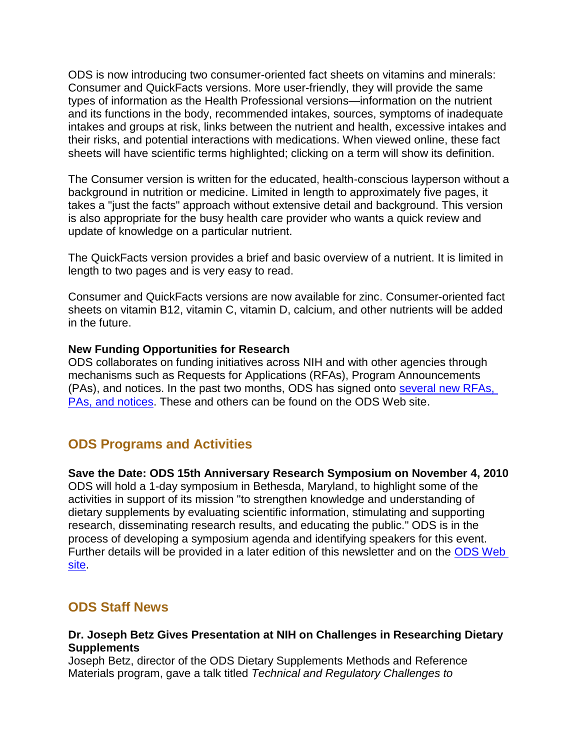ODS is now introducing two consumer-oriented fact sheets on vitamins and minerals: Consumer and QuickFacts versions. More user-friendly, they will provide the same types of information as the Health Professional versions—information on the nutrient and its functions in the body, recommended intakes, sources, symptoms of inadequate intakes and groups at risk, links between the nutrient and health, excessive intakes and their risks, and potential interactions with medications. When viewed online, these fact sheets will have scientific terms highlighted; clicking on a term will show its definition.

The Consumer version is written for the educated, health-conscious layperson without a background in nutrition or medicine. Limited in length to approximately five pages, it takes a "just the facts" approach without extensive detail and background. This version is also appropriate for the busy health care provider who wants a quick review and update of knowledge on a particular nutrient.

The QuickFacts version provides a brief and basic overview of a nutrient. It is limited in length to two pages and is very easy to read.

Consumer and QuickFacts versions are now available for zinc. Consumer-oriented fact sheets on vitamin B12, vitamin C, vitamin D, calcium, and other nutrients will be added in the future.

**New Funding Opportunities for Research**
ODS collaborates on funding initiatives across NIH and with other agencies through mechanisms such as Requests for Applications (RFAs), Program Announcements (PAs), and notices. In the past two months, ODS has signed onto several new RFAs, PAs, and notices. These and others can be found on the ODS Web site.

## ODS Programs and Activities

**Save the Date: ODS 15th Anniversary Research Symposium on November 4, 2010**
ODS will hold a 1-day symposium in Bethesda, Maryland, to highlight some of the activities in support of its mission "to strengthen knowledge and understanding of dietary supplements by evaluating scientific information, stimulating and supporting research, disseminating research results, and educating the public." ODS is in the process of developing a symposium agenda and identifying speakers for this event. Further details will be provided in a later edition of this newsletter and on the ODS Web site.

## ODS Staff News

**Dr. Joseph Betz Gives Presentation at NIH on Challenges in Researching Dietary Supplements**
Joseph Betz, director of the ODS Dietary Supplements Methods and Reference Materials program, gave a talk titled *Technical and Regulatory Challenges to*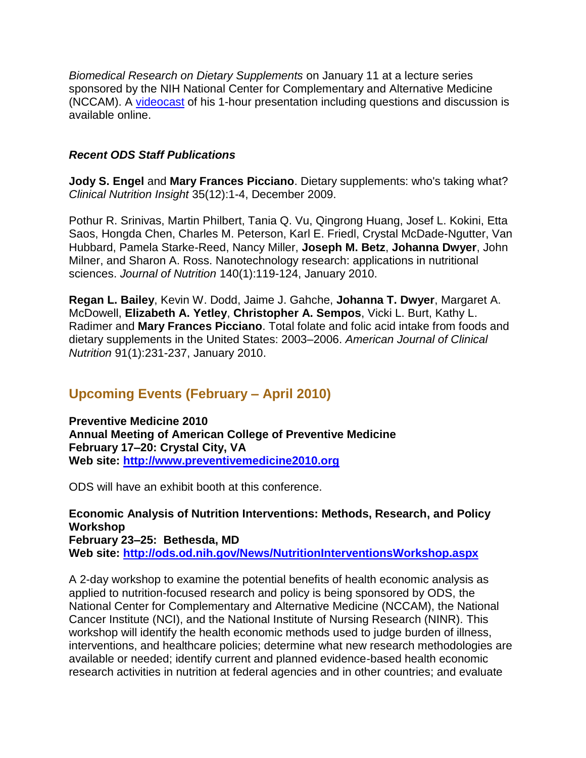*Biomedical Research on Dietary Supplements* on January 11 at a lecture series sponsored by the NIH National Center for Complementary and Alternative Medicine (NCCAM). A [videocast]() of his 1-hour presentation including questions and discussion is available online.

### *Recent ODS Staff Publications*

**Jody S. Engel** and **Mary Frances Picciano**. Dietary supplements: who's taking what? *Clinical Nutrition Insight* 35(12):1-4, December 2009.

Pothur R. Srinivas, Martin Philbert, Tania Q. Vu, Qingrong Huang, Josef L. Kokini, Etta Saos, Hongda Chen, Charles M. Peterson, Karl E. Friedl, Crystal McDade-Ngutter, Van Hubbard, Pamela Starke-Reed, Nancy Miller, **Joseph M. Betz**, **Johanna Dwyer**, John Milner, and Sharon A. Ross. Nanotechnology research: applications in nutritional sciences. *Journal of Nutrition* 140(1):119-124, January 2010.

**Regan L. Bailey**, Kevin W. Dodd, Jaime J. Gahche, **Johanna T. Dwyer**, Margaret A. McDowell, **Elizabeth A. Yetley**, **Christopher A. Sempos**, Vicki L. Burt, Kathy L. Radimer and **Mary Frances Picciano**. Total folate and folic acid intake from foods and dietary supplements in the United States: 2003–2006. *American Journal of Clinical Nutrition* 91(1):231-237, January 2010.

## Upcoming Events (February – April 2010)

**Preventive Medicine 2010**
**Annual Meeting of American College of Preventive Medicine**
**February 17–20: Crystal City, VA**
**Web site: [http://www.preventivemedicine2010.org](http://www.preventivemedicine2010.org)**

ODS will have an exhibit booth at this conference.

**Economic Analysis of Nutrition Interventions: Methods, Research, and Policy Workshop**
**February 23–25: Bethesda, MD**
**Web site: [http://ods.od.nih.gov/News/NutritionInterventionsWorkshop.aspx](http://ods.od.nih.gov/News/NutritionInterventionsWorkshop.aspx)**

A 2-day workshop to examine the potential benefits of health economic analysis as applied to nutrition-focused research and policy is being sponsored by ODS, the National Center for Complementary and Alternative Medicine (NCCAM), the National Cancer Institute (NCI), and the National Institute of Nursing Research (NINR). This workshop will identify the health economic methods used to judge burden of illness, interventions, and healthcare policies; determine what new research methodologies are available or needed; identify current and planned evidence-based health economic research activities in nutrition at federal agencies and in other countries; and evaluate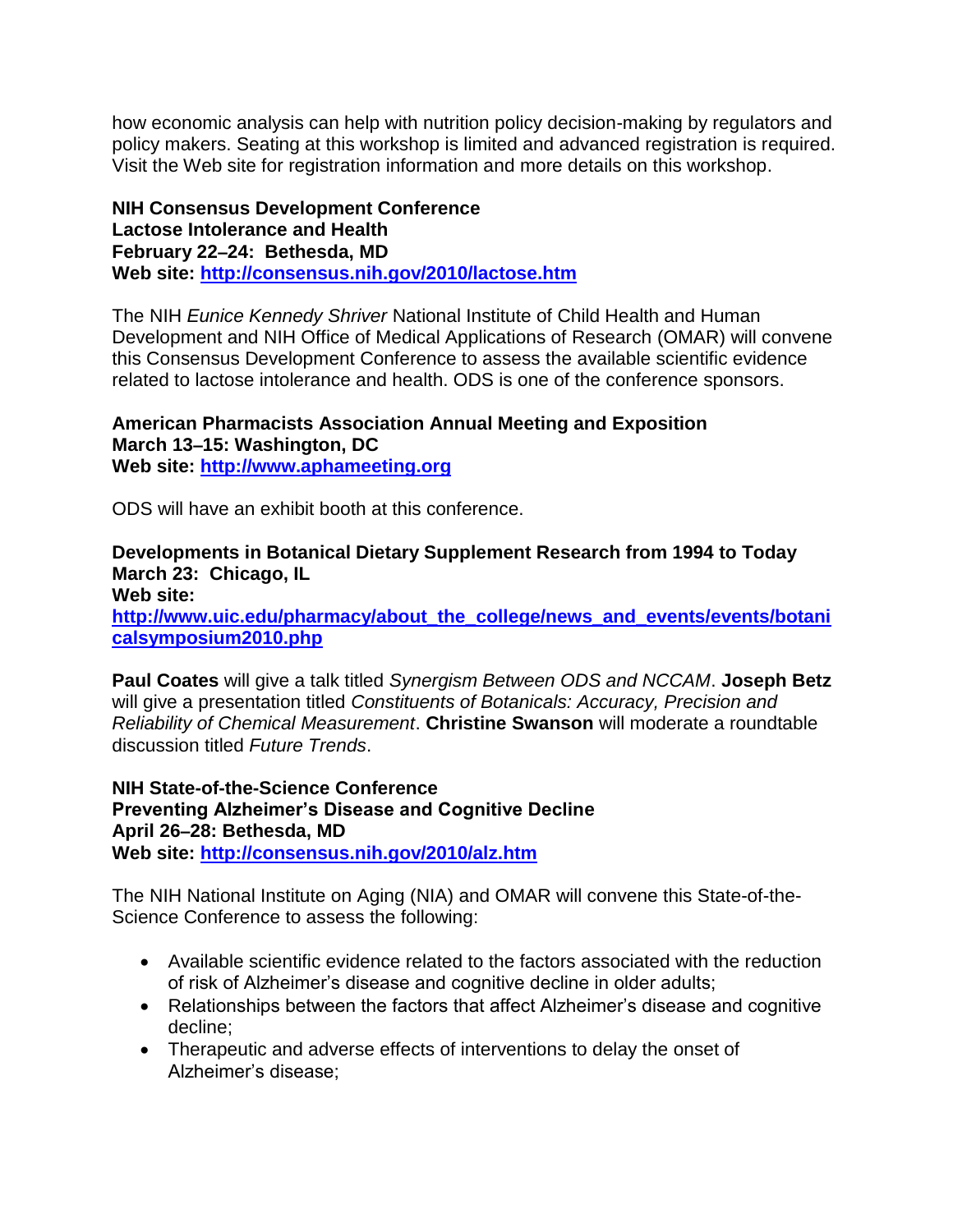how economic analysis can help with nutrition policy decision-making by regulators and policy makers. Seating at this workshop is limited and advanced registration is required. Visit the Web site for registration information and more details on this workshop.

**NIH Consensus Development Conference**
**Lactose Intolerance and Health**
**February 22–24: Bethesda, MD**
**Web site: [http://consensus.nih.gov/2010/lactose.htm](http://consensus.nih.gov/2010/lactose.htm)**

The NIH *Eunice Kennedy Shriver* National Institute of Child Health and Human Development and NIH Office of Medical Applications of Research (OMAR) will convene this Consensus Development Conference to assess the available scientific evidence related to lactose intolerance and health. ODS is one of the conference sponsors.

**American Pharmacists Association Annual Meeting and Exposition**
**March 13–15: Washington, DC**
**Web site: [http://www.aphameeting.org](http://www.aphameeting.org)**

ODS will have an exhibit booth at this conference.

**Developments in Botanical Dietary Supplement Research from 1994 to Today**
**March 23: Chicago, IL**
**Web site:**
**[http://www.uic.edu/pharmacy/about_the_college/news_and_events/events/botanicalsymposium2010.php](http://www.uic.edu/pharmacy/about_the_college/news_and_events/events/botanicalsymposium2010.php)**

**Paul Coates** will give a talk titled *Synergism Between ODS and NCCAM*. **Joseph Betz** will give a presentation titled *Constituents of Botanicals: Accuracy, Precision and Reliability of Chemical Measurement*. **Christine Swanson** will moderate a roundtable discussion titled *Future Trends*.

**NIH State-of-the-Science Conference**
**Preventing Alzheimer's Disease and Cognitive Decline**
**April 26–28: Bethesda, MD**
**Web site: [http://consensus.nih.gov/2010/alz.htm](http://consensus.nih.gov/2010/alz.htm)**

The NIH National Institute on Aging (NIA) and OMAR will convene this State-of-the-Science Conference to assess the following:

- Available scientific evidence related to the factors associated with the reduction of risk of Alzheimer's disease and cognitive decline in older adults;
- Relationships between the factors that affect Alzheimer's disease and cognitive decline;
- Therapeutic and adverse effects of interventions to delay the onset of Alzheimer's disease;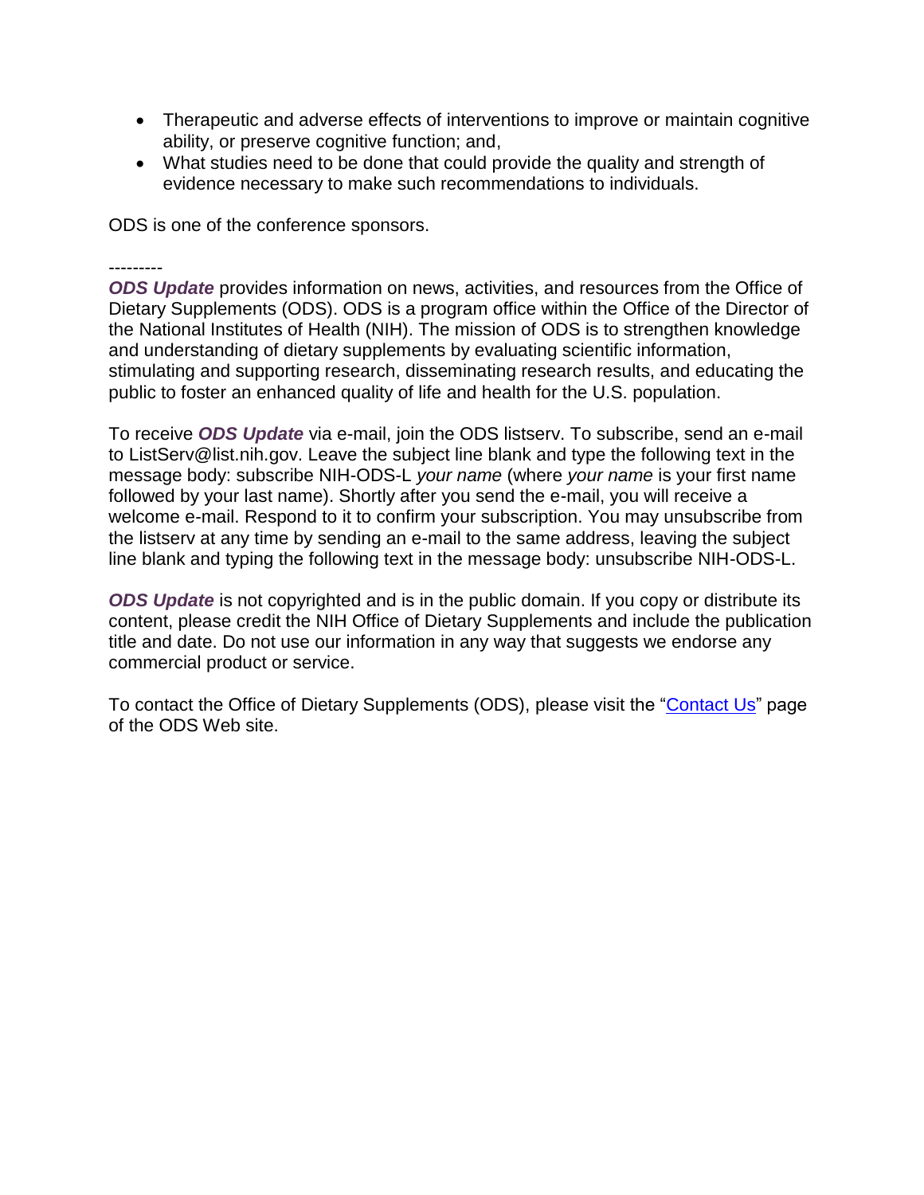- Therapeutic and adverse effects of interventions to improve or maintain cognitive ability, or preserve cognitive function; and,
- What studies need to be done that could provide the quality and strength of evidence necessary to make such recommendations to individuals.

ODS is one of the conference sponsors.

---------

***ODS Update*** provides information on news, activities, and resources from the Office of Dietary Supplements (ODS). ODS is a program office within the Office of the Director of the National Institutes of Health (NIH). The mission of ODS is to strengthen knowledge and understanding of dietary supplements by evaluating scientific information, stimulating and supporting research, disseminating research results, and educating the public to foster an enhanced quality of life and health for the U.S. population.

To receive ***ODS Update*** via e-mail, join the ODS listserv. To subscribe, send an e-mail to ListServ@list.nih.gov. Leave the subject line blank and type the following text in the message body: subscribe NIH-ODS-L *your name* (where *your name* is your first name followed by your last name). Shortly after you send the e-mail, you will receive a welcome e-mail. Respond to it to confirm your subscription. You may unsubscribe from the listserv at any time by sending an e-mail to the same address, leaving the subject line blank and typing the following text in the message body: unsubscribe NIH-ODS-L.

***ODS Update*** is not copyrighted and is in the public domain. If you copy or distribute its content, please credit the NIH Office of Dietary Supplements and include the publication title and date. Do not use our information in any way that suggests we endorse any commercial product or service.

To contact the Office of Dietary Supplements (ODS), please visit the "Contact Us" page of the ODS Web site.